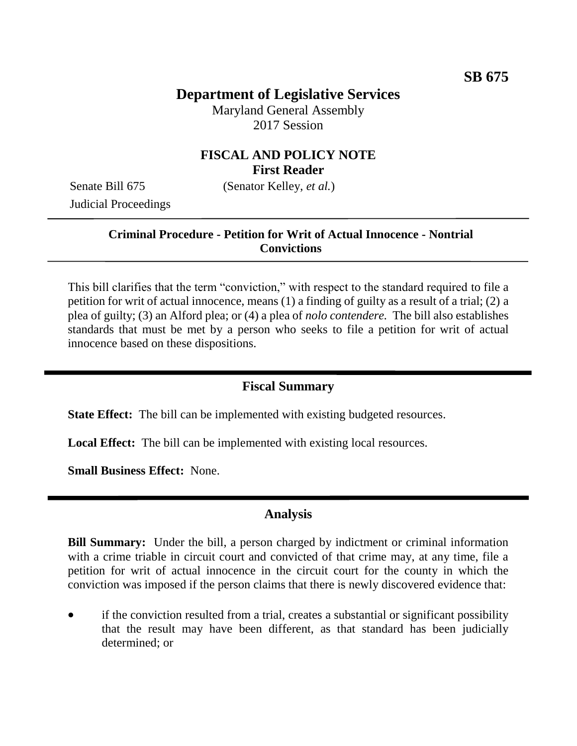**SB 675**

# Department of Legislative Services

Maryland General Assembly
2017 Session

## FISCAL AND POLICY NOTE
**First Reader**

Senate Bill 675 (Senator Kelley, *et al.*)
Judicial Proceedings

---

**Criminal Procedure - Petition for Writ of Actual Innocence - Nontrial Convictions**

---

This bill clarifies that the term "conviction," with respect to the standard required to file a petition for writ of actual innocence, means (1) a finding of guilty as a result of a trial; (2) a plea of guilty; (3) an Alford plea; or (4) a plea of *nolo contendere.* The bill also establishes standards that must be met by a person who seeks to file a petition for writ of actual innocence based on these dispositions.

---

## Fiscal Summary

**State Effect:** The bill can be implemented with existing budgeted resources.

**Local Effect:** The bill can be implemented with existing local resources.

**Small Business Effect:** None.

---

## Analysis

**Bill Summary:** Under the bill, a person charged by indictment or criminal information with a crime triable in circuit court and convicted of that crime may, at any time, file a petition for writ of actual innocence in the circuit court for the county in which the conviction was imposed if the person claims that there is newly discovered evidence that:

- if the conviction resulted from a trial, creates a substantial or significant possibility that the result may have been different, as that standard has been judicially determined; or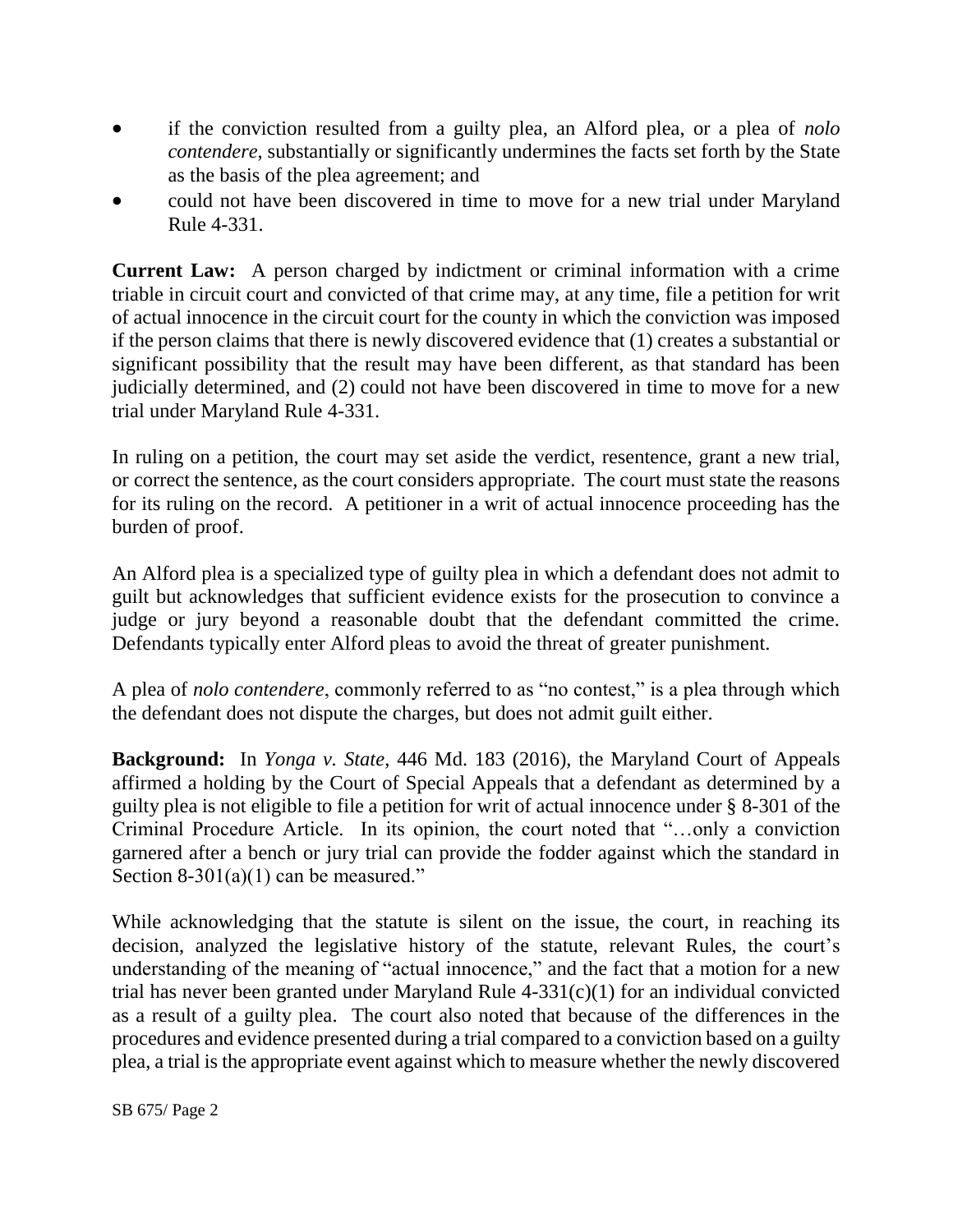- if the conviction resulted from a guilty plea, an Alford plea, or a plea of *nolo contendere*, substantially or significantly undermines the facts set forth by the State as the basis of the plea agreement; and
- could not have been discovered in time to move for a new trial under Maryland Rule 4-331.

**Current Law:** A person charged by indictment or criminal information with a crime triable in circuit court and convicted of that crime may, at any time, file a petition for writ of actual innocence in the circuit court for the county in which the conviction was imposed if the person claims that there is newly discovered evidence that (1) creates a substantial or significant possibility that the result may have been different, as that standard has been judicially determined, and (2) could not have been discovered in time to move for a new trial under Maryland Rule 4-331.

In ruling on a petition, the court may set aside the verdict, resentence, grant a new trial, or correct the sentence, as the court considers appropriate. The court must state the reasons for its ruling on the record. A petitioner in a writ of actual innocence proceeding has the burden of proof.

An Alford plea is a specialized type of guilty plea in which a defendant does not admit to guilt but acknowledges that sufficient evidence exists for the prosecution to convince a judge or jury beyond a reasonable doubt that the defendant committed the crime. Defendants typically enter Alford pleas to avoid the threat of greater punishment.

A plea of *nolo contendere*, commonly referred to as "no contest," is a plea through which the defendant does not dispute the charges, but does not admit guilt either.

**Background:** In *Yonga v. State*, 446 Md. 183 (2016), the Maryland Court of Appeals affirmed a holding by the Court of Special Appeals that a defendant as determined by a guilty plea is not eligible to file a petition for writ of actual innocence under § 8-301 of the Criminal Procedure Article. In its opinion, the court noted that "…only a conviction garnered after a bench or jury trial can provide the fodder against which the standard in Section 8-301(a)(1) can be measured."

While acknowledging that the statute is silent on the issue, the court, in reaching its decision, analyzed the legislative history of the statute, relevant Rules, the court's understanding of the meaning of "actual innocence," and the fact that a motion for a new trial has never been granted under Maryland Rule 4-331(c)(1) for an individual convicted as a result of a guilty plea. The court also noted that because of the differences in the procedures and evidence presented during a trial compared to a conviction based on a guilty plea, a trial is the appropriate event against which to measure whether the newly discovered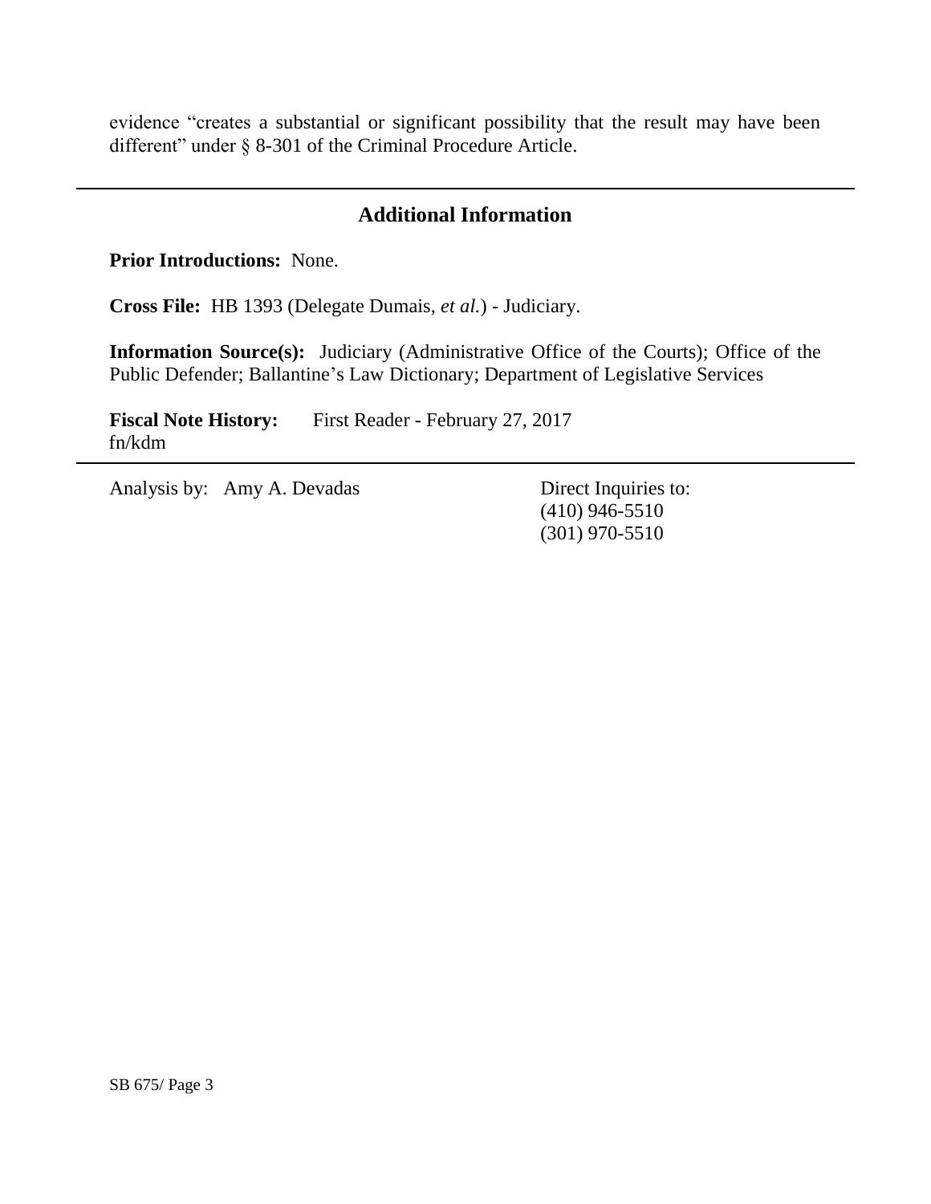evidence "creates a substantial or significant possibility that the result may have been different" under § 8-301 of the Criminal Procedure Article.

---

## Additional Information

**Prior Introductions:** None.

**Cross File:** HB 1393 (Delegate Dumais, *et al.*) - Judiciary.

**Information Source(s):** Judiciary (Administrative Office of the Courts); Office of the Public Defender; Ballantine's Law Dictionary; Department of Legislative Services

**Fiscal Note History:** First Reader - February 27, 2017
fn/kdm

---

Analysis by: Amy A. Devadas

Direct Inquiries to:
(410) 946-5510
(301) 970-5510